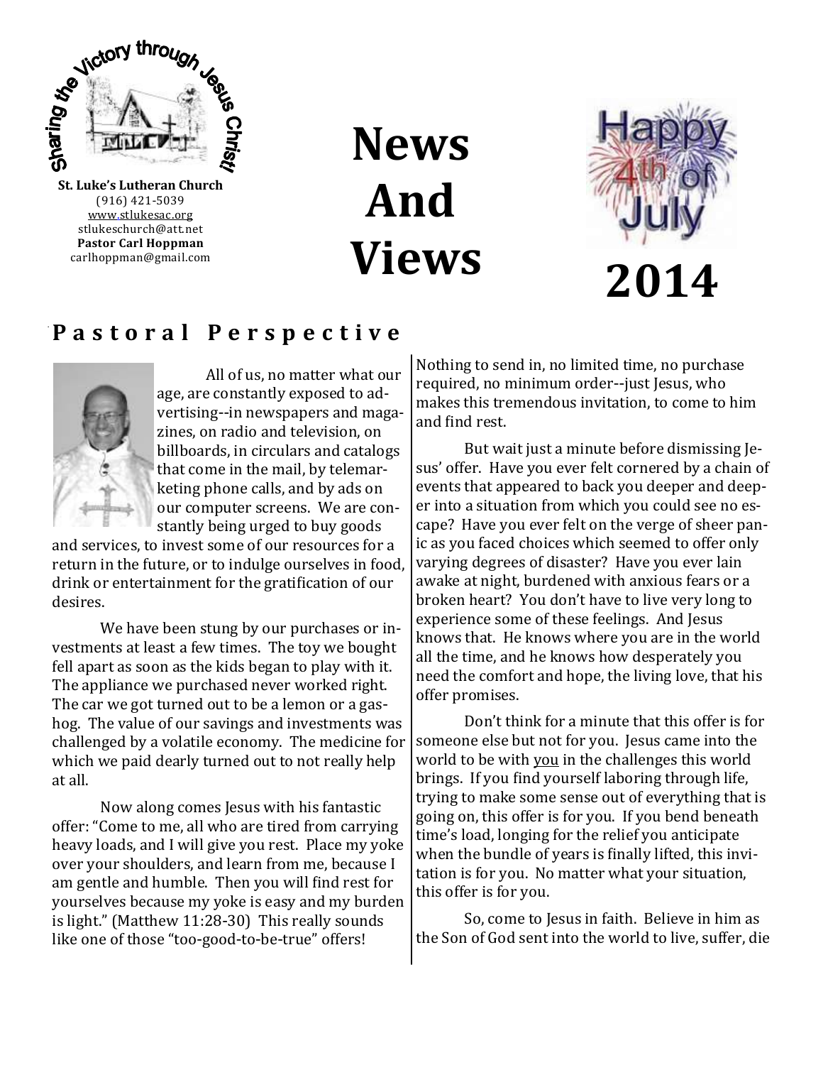Sharing the Victory through Jesus Christ!

**St. Luke's Lutheran Church**
(916) 421-5039
www.stlukesac.org
stlukeschurch@att.net
**Pastor Carl Hoppman**
carlhoppman@gmail.com

# News And Views

Happy 4th of July

# 2014

## Pastoral Perspective

All of us, no matter what our age, are constantly exposed to advertising--in newspapers and magazines, on radio and television, on billboards, in circulars and catalogs that come in the mail, by telemarketing phone calls, and by ads on our computer screens. We are constantly being urged to buy goods and services, to invest some of our resources for a return in the future, or to indulge ourselves in food, drink or entertainment for the gratification of our desires.

We have been stung by our purchases or investments at least a few times. The toy we bought fell apart as soon as the kids began to play with it. The appliance we purchased never worked right. The car we got turned out to be a lemon or a gas-hog. The value of our savings and investments was challenged by a volatile economy. The medicine for which we paid dearly turned out to not really help at all.

Now along comes Jesus with his fantastic offer: "Come to me, all who are tired from carrying heavy loads, and I will give you rest. Place my yoke over your shoulders, and learn from me, because I am gentle and humble. Then you will find rest for yourselves because my yoke is easy and my burden is light." (Matthew 11:28-30) This really sounds like one of those "too-good-to-be-true" offers! Nothing to send in, no limited time, no purchase required, no minimum order--just Jesus, who makes this tremendous invitation, to come to him and find rest.

But wait just a minute before dismissing Jesus' offer. Have you ever felt cornered by a chain of events that appeared to back you deeper and deeper into a situation from which you could see no escape? Have you ever felt on the verge of sheer panic as you faced choices which seemed to offer only varying degrees of disaster? Have you ever lain awake at night, burdened with anxious fears or a broken heart? You don't have to live very long to experience some of these feelings. And Jesus knows that. He knows where you are in the world all the time, and he knows how desperately you need the comfort and hope, the living love, that his offer promises.

Don't think for a minute that this offer is for someone else but not for you. Jesus came into the world to be with you in the challenges this world brings. If you find yourself laboring through life, trying to make some sense out of everything that is going on, this offer is for you. If you bend beneath time's load, longing for the relief you anticipate when the bundle of years is finally lifted, this invitation is for you. No matter what your situation, this offer is for you.

So, come to Jesus in faith. Believe in him as the Son of God sent into the world to live, suffer, die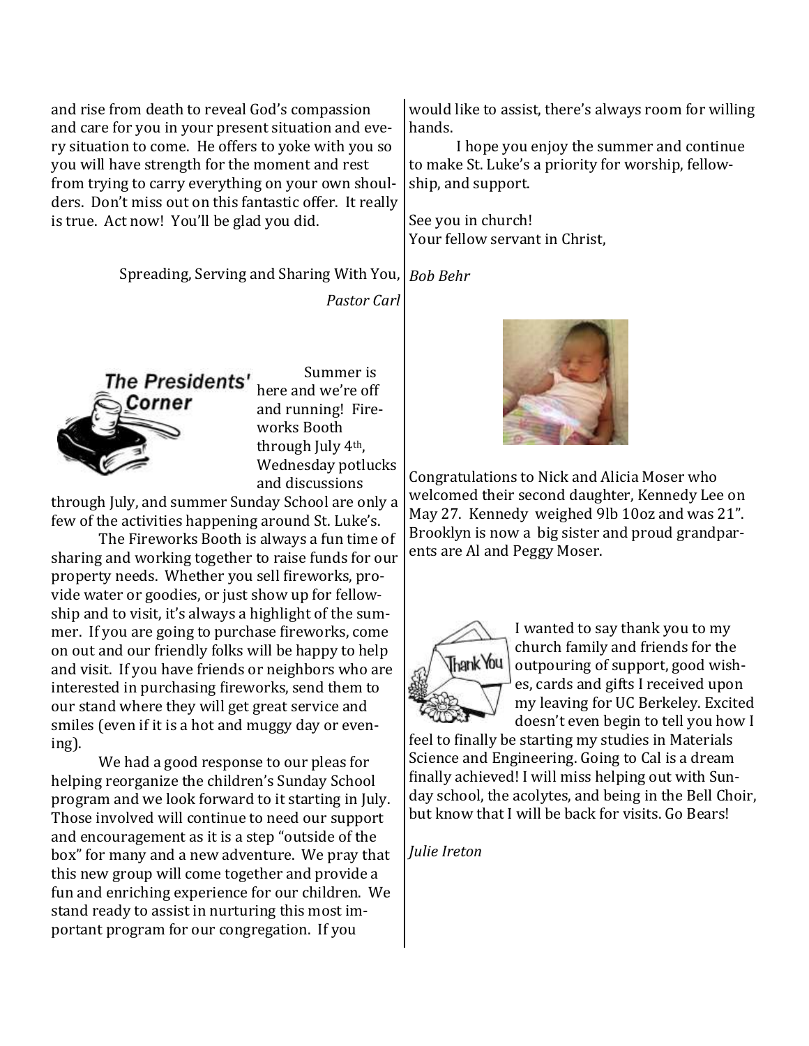and rise from death to reveal God's compassion and care for you in your present situation and every situation to come. He offers to yoke with you so you will have strength for the moment and rest from trying to carry everything on your own shoulders. Don't miss out on this fantastic offer. It really is true. Act now! You'll be glad you did.

Spreading, Serving and Sharing With You,

*Pastor Carl*

## The Presidents' Corner

Summer is here and we're off and running! Fireworks Booth through July 4th, Wednesday potlucks and discussions through July, and summer Sunday School are only a few of the activities happening around St. Luke's.

The Fireworks Booth is always a fun time of sharing and working together to raise funds for our property needs. Whether you sell fireworks, provide water or goodies, or just show up for fellowship and to visit, it's always a highlight of the summer. If you are going to purchase fireworks, come on out and our friendly folks will be happy to help and visit. If you have friends or neighbors who are interested in purchasing fireworks, send them to our stand where they will get great service and smiles (even if it is a hot and muggy day or evening).

We had a good response to our pleas for helping reorganize the children's Sunday School program and we look forward to it starting in July. Those involved will continue to need our support and encouragement as it is a step "outside of the box" for many and a new adventure. We pray that this new group will come together and provide a fun and enriching experience for our children. We stand ready to assist in nurturing this most important program for our congregation. If you would like to assist, there's always room for willing hands.

I hope you enjoy the summer and continue to make St. Luke's a priority for worship, fellowship, and support.

See you in church!
Your fellow servant in Christ,

*Bob Behr*

Congratulations to Nick and Alicia Moser who welcomed their second daughter, Kennedy Lee on May 27. Kennedy weighed 9lb 10oz and was 21". Brooklyn is now a big sister and proud grandparents are Al and Peggy Moser.

I wanted to say thank you to my church family and friends for the outpouring of support, good wishes, cards and gifts I received upon my leaving for UC Berkeley. Excited doesn't even begin to tell you how I feel to finally be starting my studies in Materials Science and Engineering. Going to Cal is a dream finally achieved! I will miss helping out with Sunday school, the acolytes, and being in the Bell Choir, but know that I will be back for visits. Go Bears!

*Julie Ireton*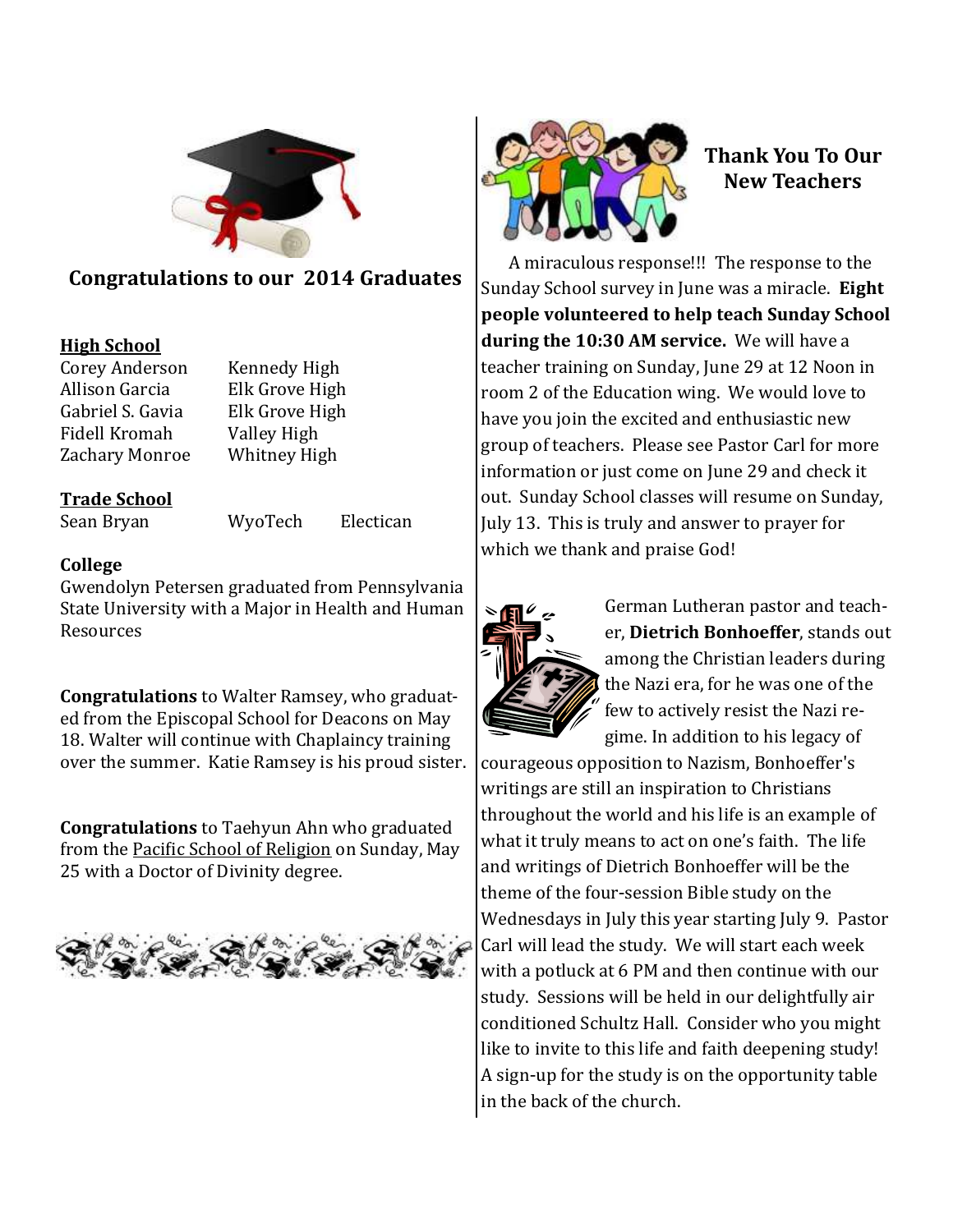## Congratulations to our 2014 Graduates

**High School**

| | |
|---|---|
| Corey Anderson | Kennedy High |
| Allison Garcia | Elk Grove High |
| Gabriel S. Gavia | Elk Grove High |
| Fidell Kromah | Valley High |
| Zachary Monroe | Whitney High |

**Trade School**

| | | |
|---|---|---|
| Sean Bryan | WyoTech | Electican |

**College**

Gwendolyn Petersen graduated from Pennsylvania State University with a Major in Health and Human Resources

**Congratulations** to Walter Ramsey, who graduated from the Episcopal School for Deacons on May 18. Walter will continue with Chaplaincy training over the summer. Katie Ramsey is his proud sister.

**Congratulations** to Taehyun Ahn who graduated from the Pacific School of Religion on Sunday, May 25 with a Doctor of Divinity degree.

## Thank You To Our New Teachers

A miraculous response!!! The response to the Sunday School survey in June was a miracle. **Eight people volunteered to help teach Sunday School during the 10:30 AM service.** We will have a teacher training on Sunday, June 29 at 12 Noon in room 2 of the Education wing. We would love to have you join the excited and enthusiastic new group of teachers. Please see Pastor Carl for more information or just come on June 29 and check it out. Sunday School classes will resume on Sunday, July 13. This is truly and answer to prayer for which we thank and praise God!

German Lutheran pastor and teacher, **Dietrich Bonhoeffer**, stands out among the Christian leaders during the Nazi era, for he was one of the few to actively resist the Nazi regime. In addition to his legacy of courageous opposition to Nazism, Bonhoeffer's writings are still an inspiration to Christians throughout the world and his life is an example of what it truly means to act on one's faith. The life and writings of Dietrich Bonhoeffer will be the theme of the four-session Bible study on the Wednesdays in July this year starting July 9. Pastor Carl will lead the study. We will start each week with a potluck at 6 PM and then continue with our study. Sessions will be held in our delightfully air conditioned Schultz Hall. Consider who you might like to invite to this life and faith deepening study! A sign-up for the study is on the opportunity table in the back of the church.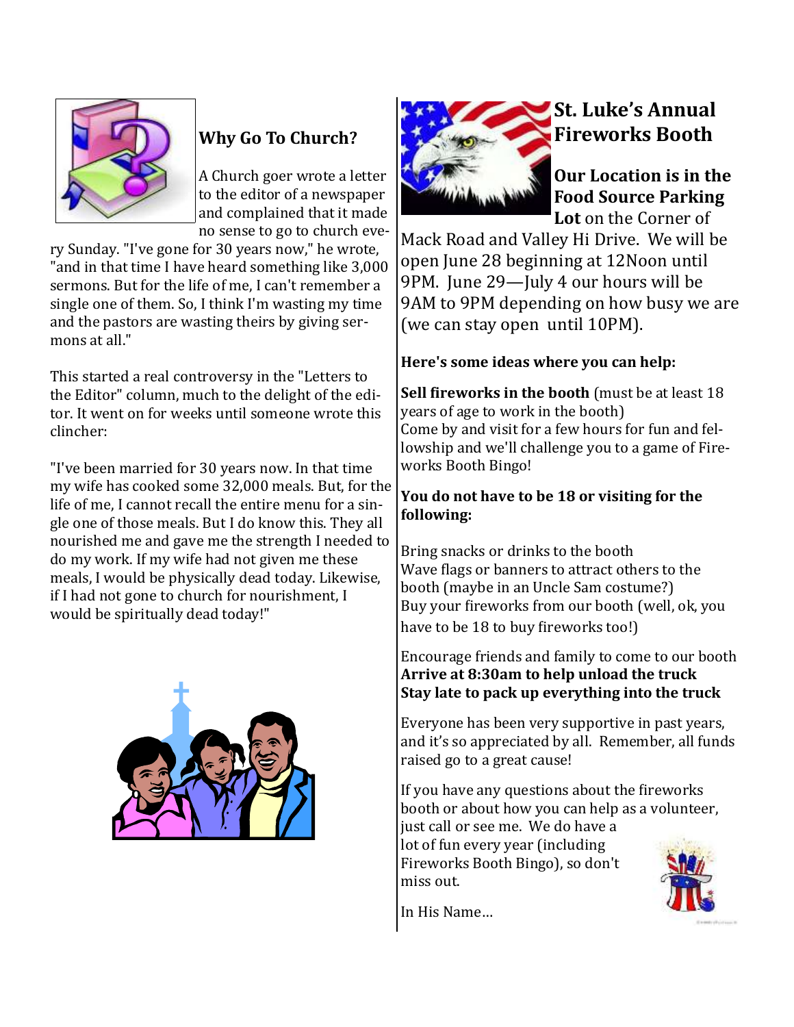## Why Go To Church?

A Church goer wrote a letter to the editor of a newspaper and complained that it made no sense to go to church every Sunday. "I've gone for 30 years now," he wrote, "and in that time I have heard something like 3,000 sermons. But for the life of me, I can't remember a single one of them. So, I think I'm wasting my time and the pastors are wasting theirs by giving sermons at all."

This started a real controversy in the "Letters to the Editor" column, much to the delight of the editor. It went on for weeks until someone wrote this clincher:

"I've been married for 30 years now. In that time my wife has cooked some 32,000 meals. But, for the life of me, I cannot recall the entire menu for a single one of those meals. But I do know this. They all nourished me and gave me the strength I needed to do my work. If my wife had not given me these meals, I would be physically dead today. Likewise, if I had not gone to church for nourishment, I would be spiritually dead today!"

## St. Luke's Annual Fireworks Booth

**Our Location is in the Food Source Parking Lot** on the Corner of Mack Road and Valley Hi Drive. We will be open June 28 beginning at 12Noon until 9PM. June 29—July 4 our hours will be 9AM to 9PM depending on how busy we are (we can stay open until 10PM).

**Here's some ideas where you can help:**

**Sell fireworks in the booth** (must be at least 18 years of age to work in the booth)
Come by and visit for a few hours for fun and fellowship and we'll challenge you to a game of Fireworks Booth Bingo!

**You do not have to be 18 or visiting for the following:**

Bring snacks or drinks to the booth
Wave flags or banners to attract others to the booth (maybe in an Uncle Sam costume?)
Buy your fireworks from our booth (well, ok, you have to be 18 to buy fireworks too!)

Encourage friends and family to come to our booth
**Arrive at 8:30am to help unload the truck**
**Stay late to pack up everything into the truck**

Everyone has been very supportive in past years, and it's so appreciated by all. Remember, all funds raised go to a great cause!

If you have any questions about the fireworks booth or about how you can help as a volunteer, just call or see me. We do have a lot of fun every year (including Fireworks Booth Bingo), so don't miss out.

In His Name…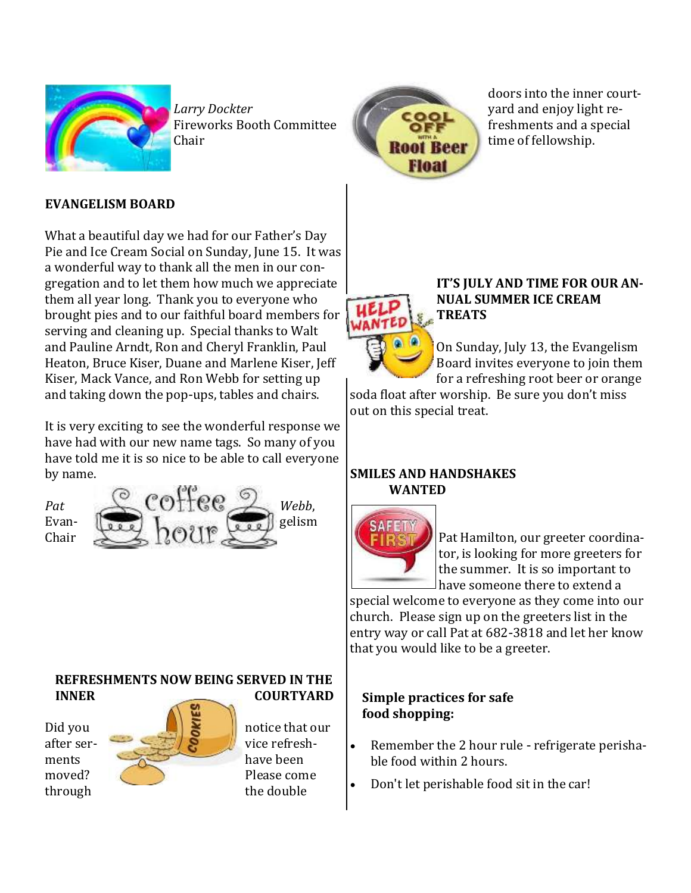*Larry Dockter*
Fireworks Booth Committee Chair

**EVANGELISM BOARD**

What a beautiful day we had for our Father's Day Pie and Ice Cream Social on Sunday, June 15. It was a wonderful way to thank all the men in our congregation and to let them how much we appreciate them all year long. Thank you to everyone who brought pies and to our faithful board members for serving and cleaning up. Special thanks to Walt and Pauline Arndt, Ron and Cheryl Franklin, Paul Heaton, Bruce Kiser, Duane and Marlene Kiser, Jeff Kiser, Mack Vance, and Ron Webb for setting up and taking down the pop-ups, tables and chairs.

It is very exciting to see the wonderful response we have had with our new name tags. So many of you have told me it is so nice to be able to call everyone by name.

*Pat Webb*, Evangelism Chair

**REFRESHMENTS NOW BEING SERVED IN THE INNER COURTYARD**

Did you notice that our after service refreshments have been moved? Please come through the double doors into the inner courtyard and enjoy light refreshments and a special time of fellowship.

**IT'S JULY AND TIME FOR OUR ANNUAL SUMMER ICE CREAM TREATS**

On Sunday, July 13, the Evangelism Board invites everyone to join them for a refreshing root beer or orange soda float after worship. Be sure you don't miss out on this special treat.

**SMILES AND HANDSHAKES WANTED**

Pat Hamilton, our greeter coordinator, is looking for more greeters for the summer. It is so important to have someone there to extend a special welcome to everyone as they come into our church. Please sign up on the greeters list in the entry way or call Pat at 682-3818 and let her know that you would like to be a greeter.

**Simple practices for safe food shopping:**

- Remember the 2 hour rule - refrigerate perishable food within 2 hours.
- Don't let perishable food sit in the car!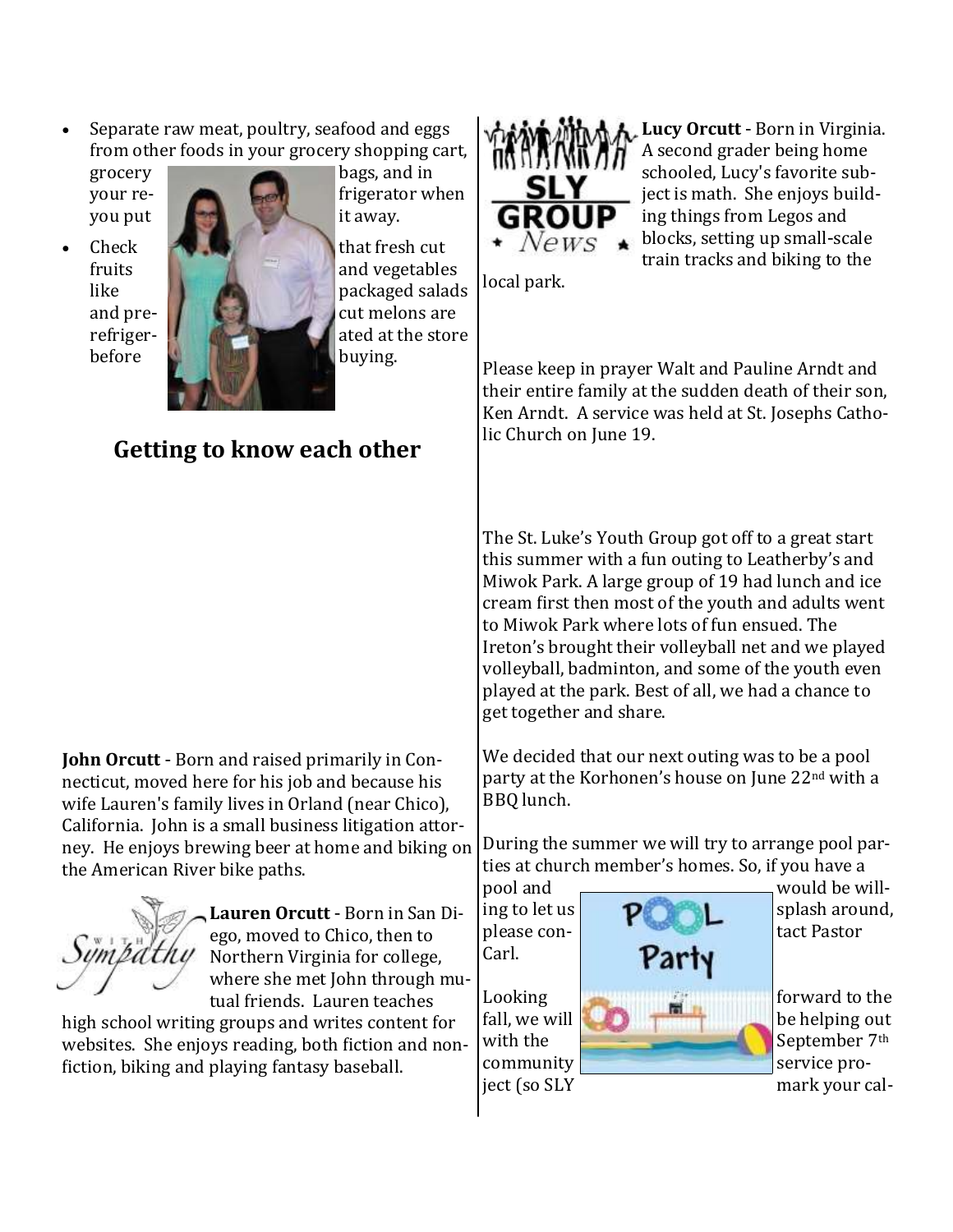- Separate raw meat, poultry, seafood and eggs from other foods in your grocery shopping cart, grocery bags, and in your refrigerator when you put it away.
- Check that fresh cut fruits and vegetables like packaged salads and pre-cut melons are refrigerated at the store before buying.

## Getting to know each other

**John Orcutt** - Born and raised primarily in Connecticut, moved here for his job and because his wife Lauren's family lives in Orland (near Chico), California. John is a small business litigation attorney. He enjoys brewing beer at home and biking on the American River bike paths.

**Lauren Orcutt** - Born in San Diego, moved to Chico, then to Northern Virginia for college, where she met John through mutual friends. Lauren teaches high school writing groups and writes content for websites. She enjoys reading, both fiction and non-fiction, biking and playing fantasy baseball.

**Lucy Orcutt** - Born in Virginia. A second grader being home schooled, Lucy's favorite subject is math. She enjoys building things from Legos and blocks, setting up small-scale train tracks and biking to the local park.

Please keep in prayer Walt and Pauline Arndt and their entire family at the sudden death of their son, Ken Arndt. A service was held at St. Josephs Catholic Church on June 19.

The St. Luke's Youth Group got off to a great start this summer with a fun outing to Leatherby's and Miwok Park. A large group of 19 had lunch and ice cream first then most of the youth and adults went to Miwok Park where lots of fun ensued. The Ireton's brought their volleyball net and we played volleyball, badminton, and some of the youth even played at the park. Best of all, we had a chance to get together and share.

We decided that our next outing was to be a pool party at the Korhonen's house on June 22nd with a BBQ lunch.

During the summer we will try to arrange pool parties at church member's homes. So, if you have a pool and would be willing to let us splash around, please contact Pastor Carl.

Looking forward to the fall, we will be helping out with the September 7th community service project (so SLY mark your cal-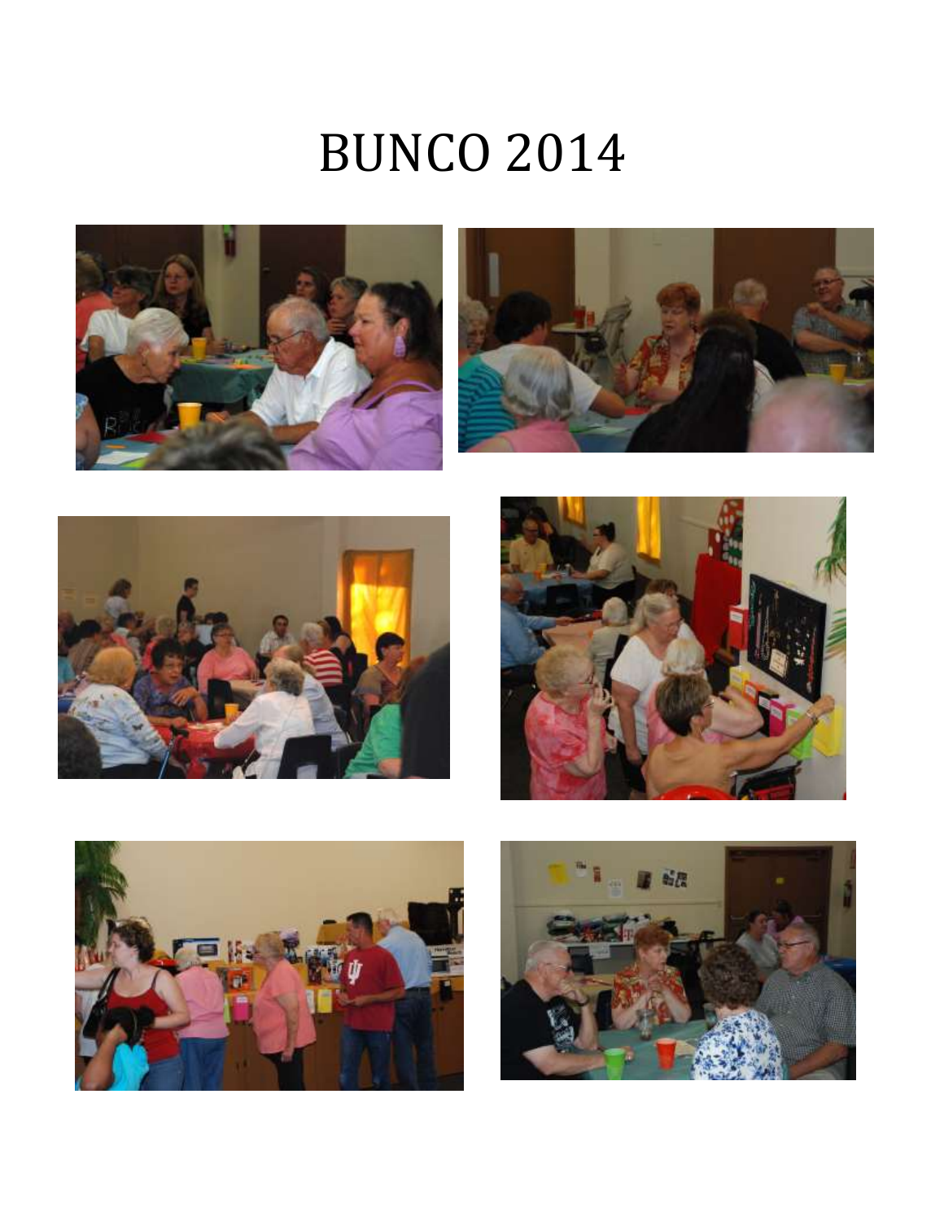# BUNCO 2014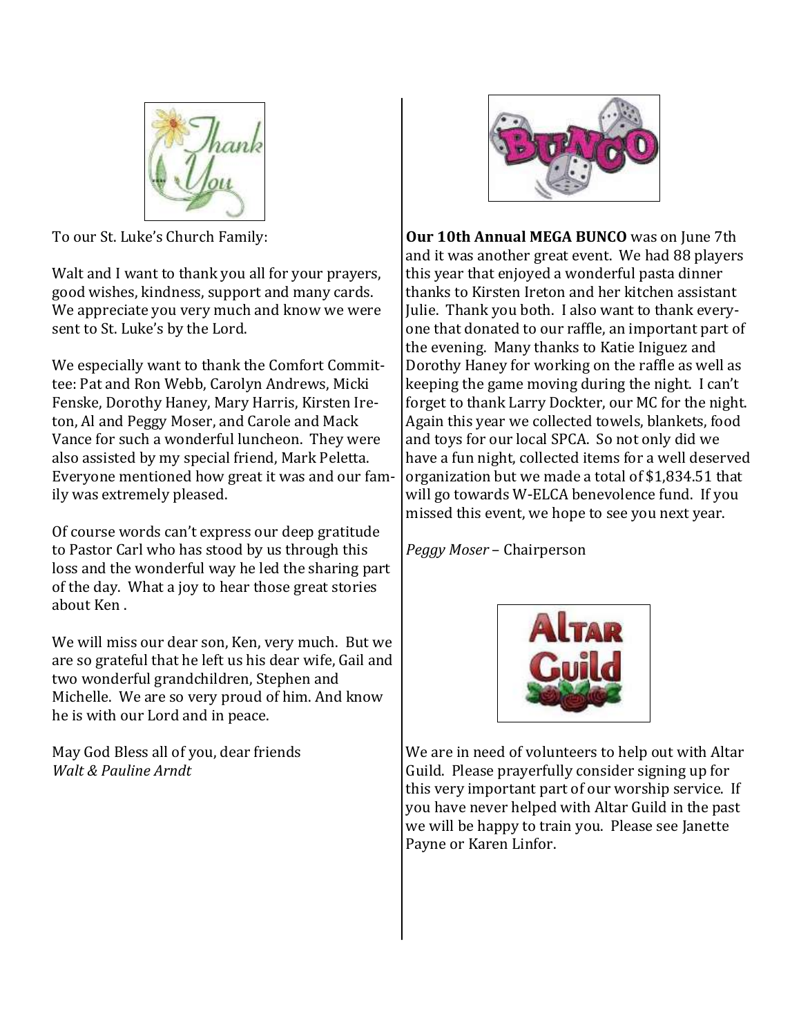To our St. Luke's Church Family:

Walt and I want to thank you all for your prayers, good wishes, kindness, support and many cards. We appreciate you very much and know we were sent to St. Luke's by the Lord.

We especially want to thank the Comfort Committee: Pat and Ron Webb, Carolyn Andrews, Micki Fenske, Dorothy Haney, Mary Harris, Kirsten Ireton, Al and Peggy Moser, and Carole and Mack Vance for such a wonderful luncheon. They were also assisted by my special friend, Mark Peletta. Everyone mentioned how great it was and our family was extremely pleased.

Of course words can't express our deep gratitude to Pastor Carl who has stood by us through this loss and the wonderful way he led the sharing part of the day. What a joy to hear those great stories about Ken .

We will miss our dear son, Ken, very much. But we are so grateful that he left us his dear wife, Gail and two wonderful grandchildren, Stephen and Michelle. We are so very proud of him. And know he is with our Lord and in peace.

May God Bless all of you, dear friends
*Walt & Pauline Arndt*

**Our 10th Annual MEGA BUNCO** was on June 7th and it was another great event. We had 88 players this year that enjoyed a wonderful pasta dinner thanks to Kirsten Ireton and her kitchen assistant Julie. Thank you both. I also want to thank everyone that donated to our raffle, an important part of the evening. Many thanks to Katie Iniguez and Dorothy Haney for working on the raffle as well as keeping the game moving during the night. I can't forget to thank Larry Dockter, our MC for the night. Again this year we collected towels, blankets, food and toys for our local SPCA. So not only did we have a fun night, collected items for a well deserved organization but we made a total of $1,834.51 that will go towards W-ELCA benevolence fund. If you missed this event, we hope to see you next year.

*Peggy Moser* – Chairperson

We are in need of volunteers to help out with Altar Guild. Please prayerfully consider signing up for this very important part of our worship service. If you have never helped with Altar Guild in the past we will be happy to train you. Please see Janette Payne or Karen Linfor.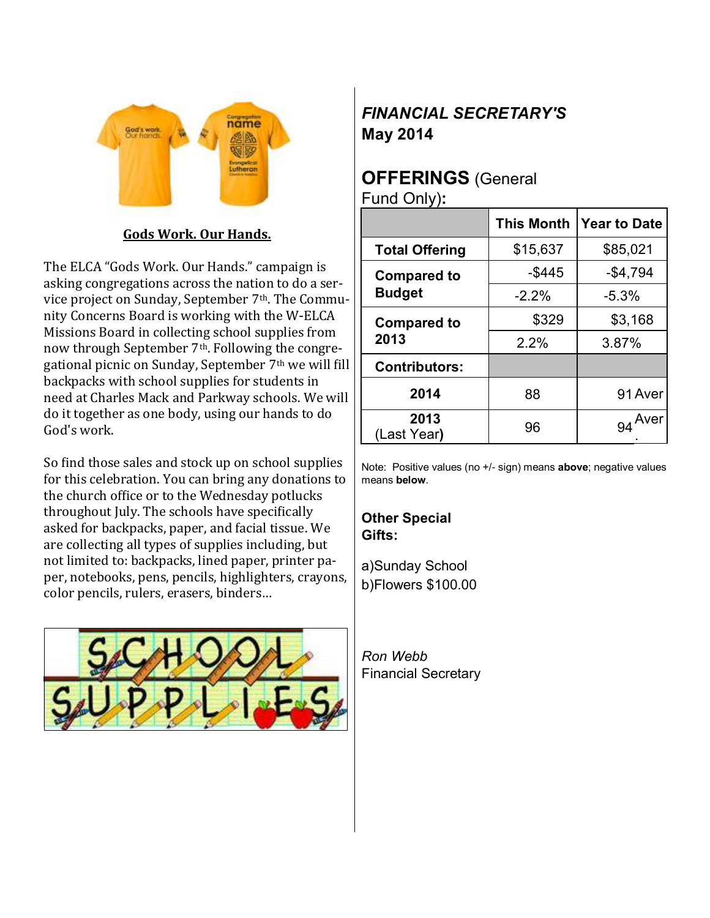## Gods Work. Our Hands.

The ELCA "Gods Work. Our Hands." campaign is asking congregations across the nation to do a service project on Sunday, September 7th. The Community Concerns Board is working with the W-ELCA Missions Board in collecting school supplies from now through September 7th. Following the congregational picnic on Sunday, September 7th we will fill backpacks with school supplies for students in need at Charles Mack and Parkway schools. We will do it together as one body, using our hands to do God's work.

So find those sales and stock up on school supplies for this celebration. You can bring any donations to the church office or to the Wednesday potlucks throughout July. The schools have specifically asked for backpacks, paper, and facial tissue. We are collecting all types of supplies including, but not limited to: backpacks, lined paper, printer paper, notebooks, pens, pencils, highlighters, crayons, color pencils, rulers, erasers, binders…

## *FINANCIAL SECRETARY'S*
## May 2014

### OFFERINGS (General Fund Only):

| | This Month | Year to Date |
|---|---|---|
| **Total Offering** | $15,637 | $85,021 |
| **Compared to Budget** | -$445 | -$4,794 |
| | -2.2% | -5.3% |
| **Compared to 2013** | $329 | $3,168 |
| | 2.2% | 3.87% |
| **Contributors:** | | |
| **2014** | 88 | 91 Aver |
| **2013** (Last Year) | 96 | 94 Aver. |

Note: Positive values (no +/- sign) means **above**; negative values means **below**.

**Other Special Gifts:**

a)Sunday School
b)Flowers $100.00

*Ron Webb*
Financial Secretary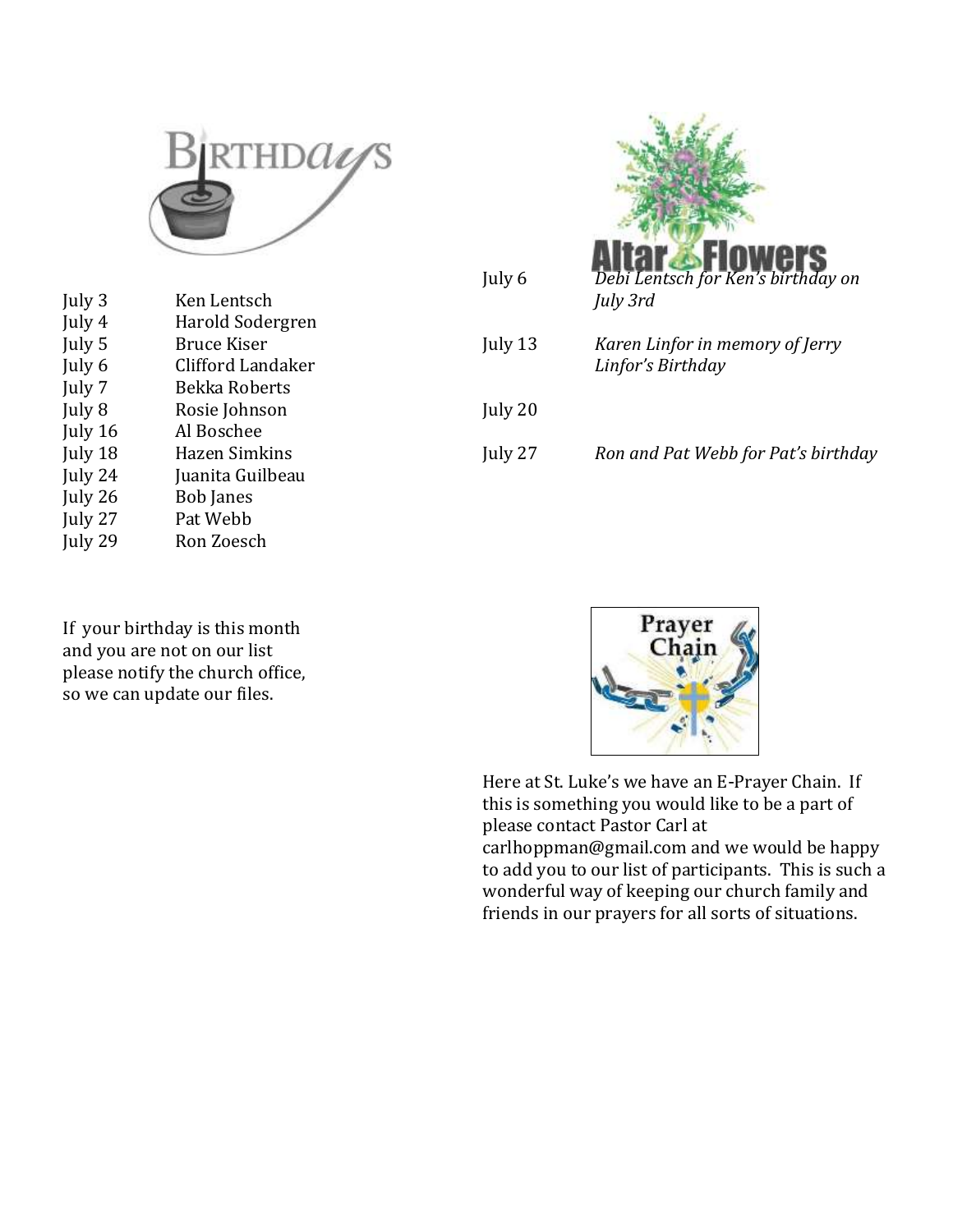## Birthdays

| | |
|---|---|
| July 3 | Ken Lentsch |
| July 4 | Harold Sodergren |
| July 5 | Bruce Kiser |
| July 6 | Clifford Landaker |
| July 7 | Bekka Roberts |
| July 8 | Rosie Johnson |
| July 16 | Al Boschee |
| July 18 | Hazen Simkins |
| July 24 | Juanita Guilbeau |
| July 26 | Bob Janes |
| July 27 | Pat Webb |
| July 29 | Ron Zoesch |

If your birthday is this month and you are not on our list please notify the church office, so we can update our files.

## Altar Flowers

| | |
|---|---|
| July 6 | *Debi Lentsch for Ken's birthday on July 3rd* |
| July 13 | *Karen Linfor in memory of Jerry Linfor's Birthday* |
| July 20 | |
| July 27 | *Ron and Pat Webb for Pat's birthday* |

## Prayer Chain

Here at St. Luke's we have an E-Prayer Chain. If this is something you would like to be a part of please contact Pastor Carl at carlhoppman@gmail.com and we would be happy to add you to our list of participants. This is such a wonderful way of keeping our church family and friends in our prayers for all sorts of situations.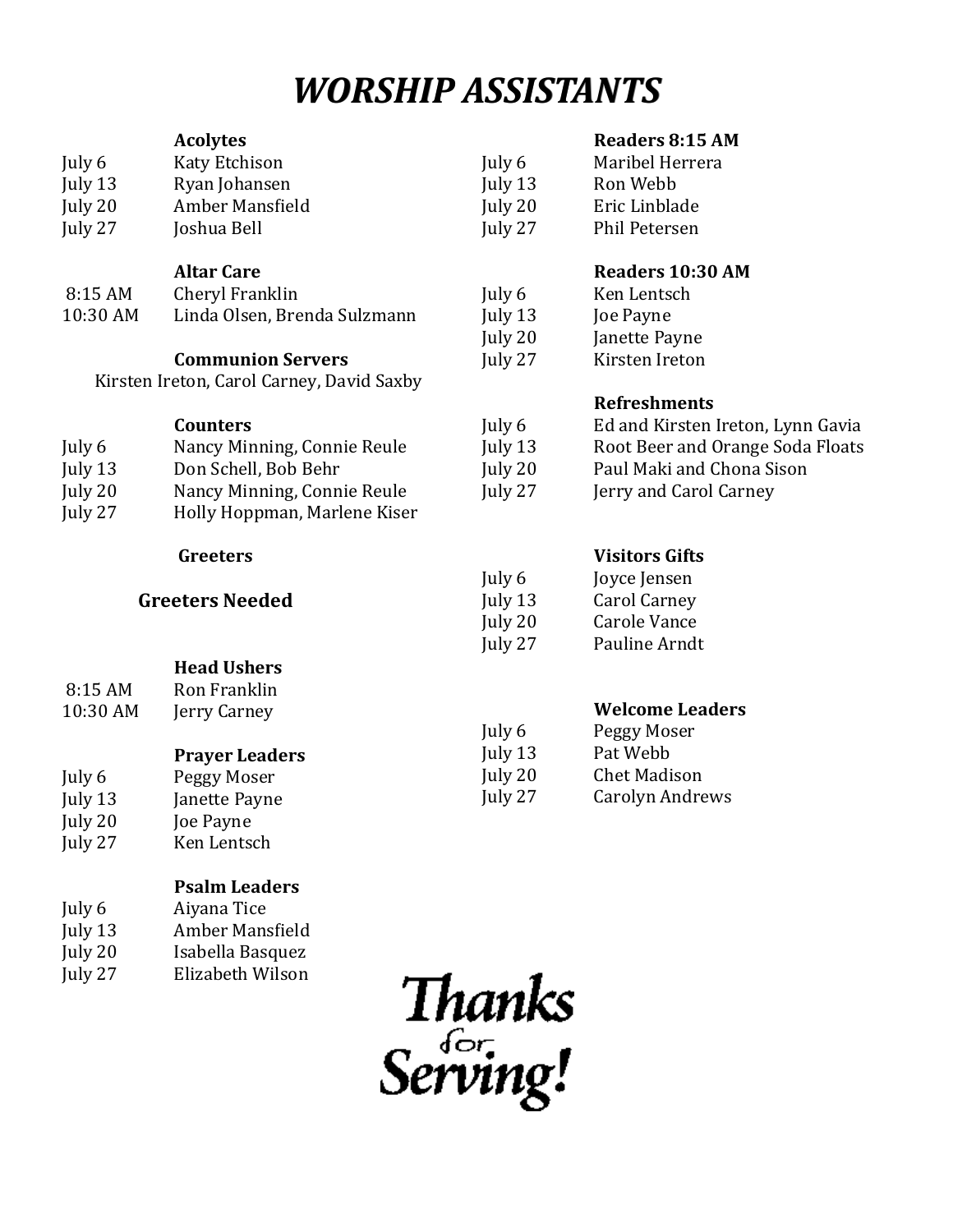# *WORSHIP ASSISTANTS*

**Acolytes**

| | |
|---|---|
| July 6 | Katy Etchison |
| July 13 | Ryan Johansen |
| July 20 | Amber Mansfield |
| July 27 | Joshua Bell |

**Altar Care**

| | |
|---|---|
| 8:15 AM | Cheryl Franklin |
| 10:30 AM | Linda Olsen, Brenda Sulzmann |

**Communion Servers**

Kirsten Ireton, Carol Carney, David Saxby

**Counters**

| | |
|---|---|
| July 6 | Nancy Minning, Connie Reule |
| July 13 | Don Schell, Bob Behr |
| July 20 | Nancy Minning, Connie Reule |
| July 27 | Holly Hoppman, Marlene Kiser |

**Greeters**

**Greeters Needed**

**Head Ushers**

| | |
|---|---|
| 8:15 AM | Ron Franklin |
| 10:30 AM | Jerry Carney |

**Prayer Leaders**

| | |
|---|---|
| July 6 | Peggy Moser |
| July 13 | Janette Payne |
| July 20 | Joe Payne |
| July 27 | Ken Lentsch |

**Psalm Leaders**

| | |
|---|---|
| July 6 | Aiyana Tice |
| July 13 | Amber Mansfield |
| July 20 | Isabella Basquez |
| July 27 | Elizabeth Wilson |

**Readers 8:15 AM**

| | |
|---|---|
| July 6 | Maribel Herrera |
| July 13 | Ron Webb |
| July 20 | Eric Linblade |
| July 27 | Phil Petersen |

**Readers 10:30 AM**

| | |
|---|---|
| July 6 | Ken Lentsch |
| July 13 | Joe Payne |
| July 20 | Janette Payne |
| July 27 | Kirsten Ireton |

**Refreshments**

| | |
|---|---|
| July 6 | Ed and Kirsten Ireton, Lynn Gavia |
| July 13 | Root Beer and Orange Soda Floats |
| July 20 | Paul Maki and Chona Sison |
| July 27 | Jerry and Carol Carney |

**Visitors Gifts**

| | |
|---|---|
| July 6 | Joyce Jensen |
| July 13 | Carol Carney |
| July 20 | Carole Vance |
| July 27 | Pauline Arndt |

**Welcome Leaders**

| | |
|---|---|
| July 6 | Peggy Moser |
| July 13 | Pat Webb |
| July 20 | Chet Madison |
| July 27 | Carolyn Andrews |

Thanks for Serving!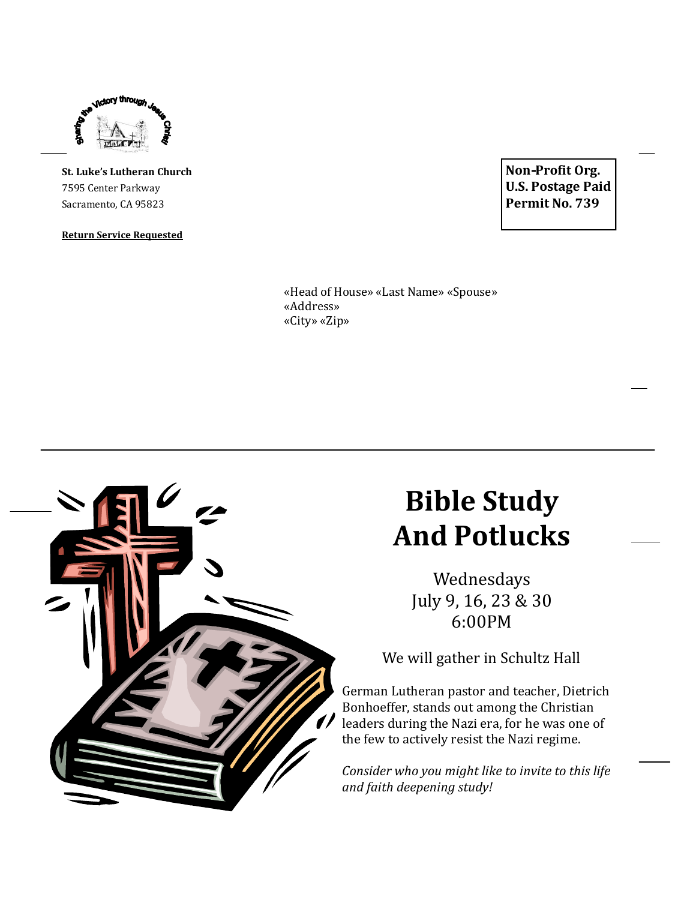Sharing the Victory through Jesus Christ!

**St. Luke's Lutheran Church**
7595 Center Parkway
Sacramento, CA 95823

**Return Service Requested**

**Non-Profit Org.**
**U.S. Postage Paid**
**Permit No. 739**

«Head of House» «Last Name» «Spouse»
«Address»
«City» «Zip»

---

# Bible Study And Potlucks

Wednesdays
July 9, 16, 23 & 30
6:00PM

We will gather in Schultz Hall

German Lutheran pastor and teacher, Dietrich Bonhoeffer, stands out among the Christian leaders during the Nazi era, for he was one of the few to actively resist the Nazi regime.

*Consider who you might like to invite to this life and faith deepening study!*